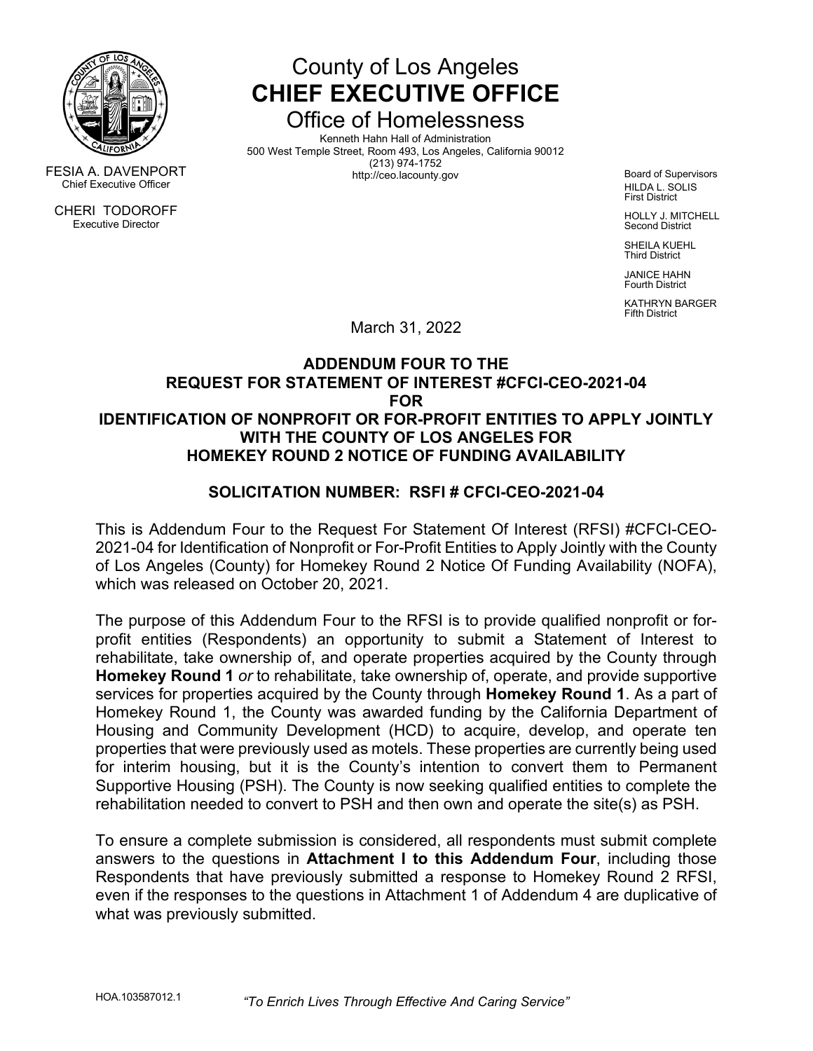FESIA A. DAVENPORT
Chief Executive Officer

CHERI TODOROFF
Executive Director

# County of Los Angeles
# CHIEF EXECUTIVE OFFICE
## Office of Homelessness

Kenneth Hahn Hall of Administration
500 West Temple Street, Room 493, Los Angeles, California 90012
(213) 974-1752
http://ceo.lacounty.gov

Board of Supervisors
HILDA L. SOLIS
First District

HOLLY J. MITCHELL
Second District

SHEILA KUEHL
Third District

JANICE HAHN
Fourth District

KATHRYN BARGER
Fifth District

March 31, 2022

**ADDENDUM FOUR TO THE
REQUEST FOR STATEMENT OF INTEREST #CFCI-CEO-2021-04
FOR
IDENTIFICATION OF NONPROFIT OR FOR-PROFIT ENTITIES TO APPLY JOINTLY WITH THE COUNTY OF LOS ANGELES FOR
HOMEKEY ROUND 2 NOTICE OF FUNDING AVAILABILITY**

**SOLICITATION NUMBER: RSFI # CFCI-CEO-2021-04**

This is Addendum Four to the Request For Statement Of Interest (RFSI) #CFCI-CEO-2021-04 for Identification of Nonprofit or For-Profit Entities to Apply Jointly with the County of Los Angeles (County) for Homekey Round 2 Notice Of Funding Availability (NOFA), which was released on October 20, 2021.

The purpose of this Addendum Four to the RFSI is to provide qualified nonprofit or for-profit entities (Respondents) an opportunity to submit a Statement of Interest to rehabilitate, take ownership of, and operate properties acquired by the County through **Homekey Round 1** *or* to rehabilitate, take ownership of, operate, and provide supportive services for properties acquired by the County through **Homekey Round 1**. As a part of Homekey Round 1, the County was awarded funding by the California Department of Housing and Community Development (HCD) to acquire, develop, and operate ten properties that were previously used as motels. These properties are currently being used for interim housing, but it is the County's intention to convert them to Permanent Supportive Housing (PSH). The County is now seeking qualified entities to complete the rehabilitation needed to convert to PSH and then own and operate the site(s) as PSH.

To ensure a complete submission is considered, all respondents must submit complete answers to the questions in **Attachment I to this Addendum Four**, including those Respondents that have previously submitted a response to Homekey Round 2 RFSI, even if the responses to the questions in Attachment 1 of Addendum 4 are duplicative of what was previously submitted.

HOA.103587012.1

*"To Enrich Lives Through Effective And Caring Service"*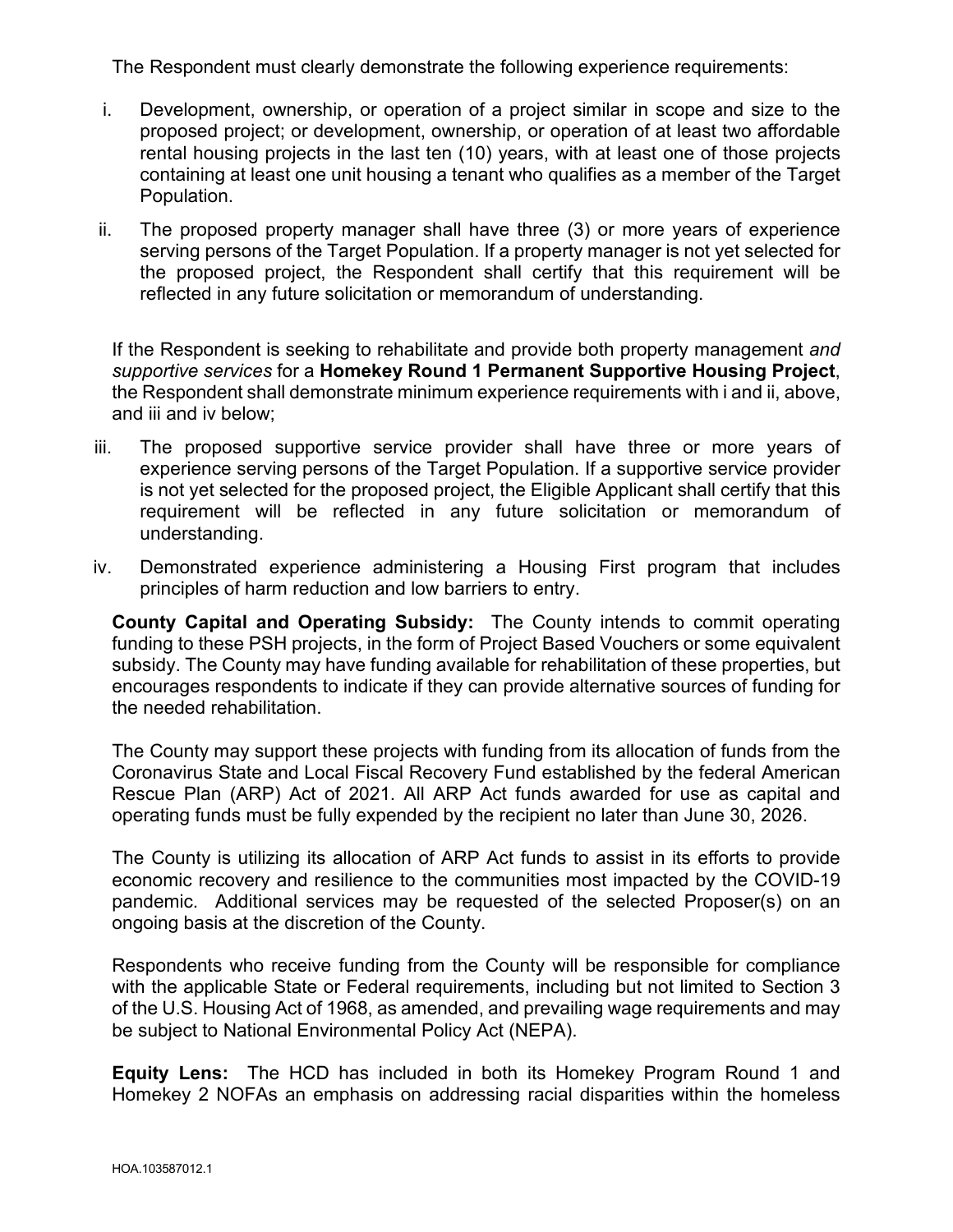The Respondent must clearly demonstrate the following experience requirements:

i. Development, ownership, or operation of a project similar in scope and size to the proposed project; or development, ownership, or operation of at least two affordable rental housing projects in the last ten (10) years, with at least one of those projects containing at least one unit housing a tenant who qualifies as a member of the Target Population.

ii. The proposed property manager shall have three (3) or more years of experience serving persons of the Target Population. If a property manager is not yet selected for the proposed project, the Respondent shall certify that this requirement will be reflected in any future solicitation or memorandum of understanding.

If the Respondent is seeking to rehabilitate and provide both property management *and supportive services* for a **Homekey Round 1 Permanent Supportive Housing Project**, the Respondent shall demonstrate minimum experience requirements with i and ii, above, and iii and iv below;

iii. The proposed supportive service provider shall have three or more years of experience serving persons of the Target Population. If a supportive service provider is not yet selected for the proposed project, the Eligible Applicant shall certify that this requirement will be reflected in any future solicitation or memorandum of understanding.

iv. Demonstrated experience administering a Housing First program that includes principles of harm reduction and low barriers to entry.

**County Capital and Operating Subsidy:** The County intends to commit operating funding to these PSH projects, in the form of Project Based Vouchers or some equivalent subsidy. The County may have funding available for rehabilitation of these properties, but encourages respondents to indicate if they can provide alternative sources of funding for the needed rehabilitation.

The County may support these projects with funding from its allocation of funds from the Coronavirus State and Local Fiscal Recovery Fund established by the federal American Rescue Plan (ARP) Act of 2021. All ARP Act funds awarded for use as capital and operating funds must be fully expended by the recipient no later than June 30, 2026.

The County is utilizing its allocation of ARP Act funds to assist in its efforts to provide economic recovery and resilience to the communities most impacted by the COVID-19 pandemic. Additional services may be requested of the selected Proposer(s) on an ongoing basis at the discretion of the County.

Respondents who receive funding from the County will be responsible for compliance with the applicable State or Federal requirements, including but not limited to Section 3 of the U.S. Housing Act of 1968, as amended, and prevailing wage requirements and may be subject to National Environmental Policy Act (NEPA).

**Equity Lens:** The HCD has included in both its Homekey Program Round 1 and Homekey 2 NOFAs an emphasis on addressing racial disparities within the homeless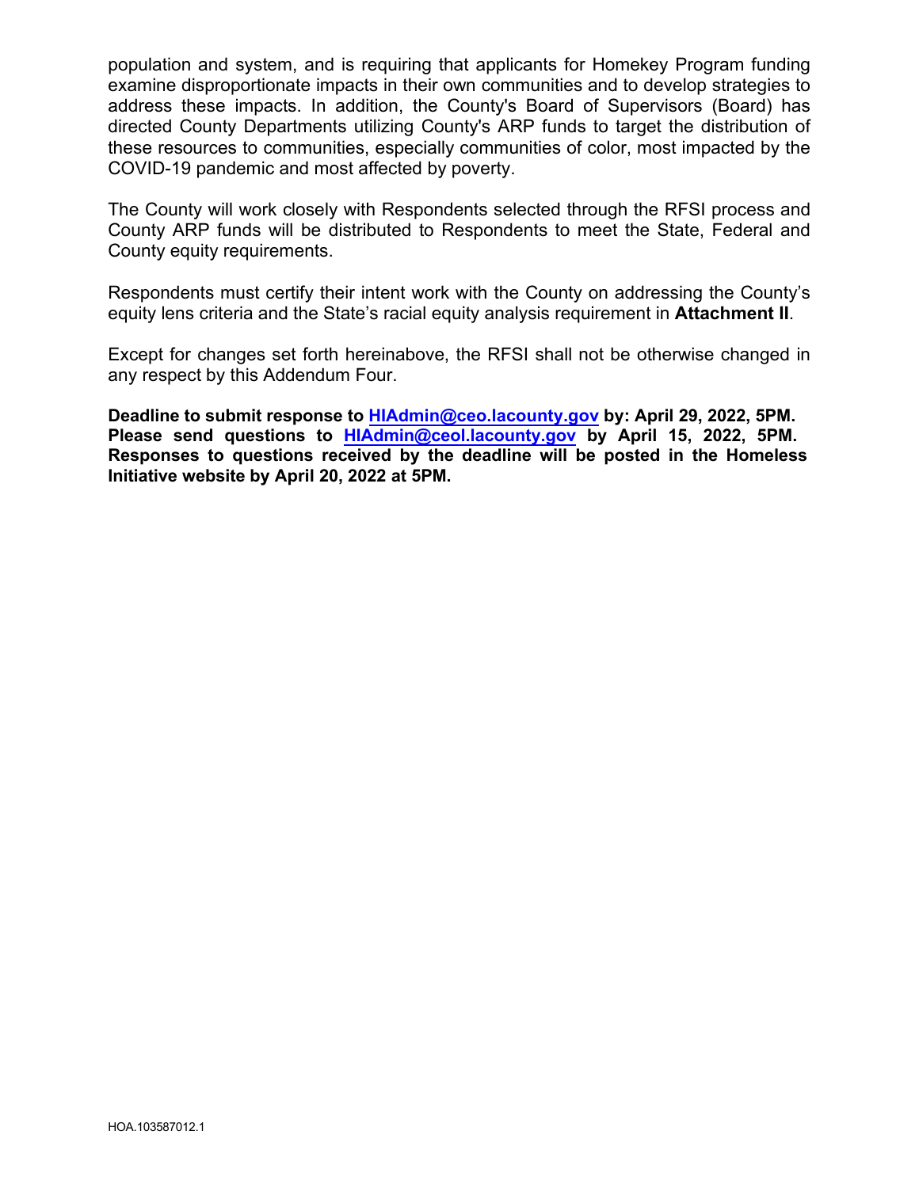population and system, and is requiring that applicants for Homekey Program funding examine disproportionate impacts in their own communities and to develop strategies to address these impacts. In addition, the County's Board of Supervisors (Board) has directed County Departments utilizing County's ARP funds to target the distribution of these resources to communities, especially communities of color, most impacted by the COVID-19 pandemic and most affected by poverty.

The County will work closely with Respondents selected through the RFSI process and County ARP funds will be distributed to Respondents to meet the State, Federal and County equity requirements.

Respondents must certify their intent work with the County on addressing the County's equity lens criteria and the State's racial equity analysis requirement in **Attachment II**.

Except for changes set forth hereinabove, the RFSI shall not be otherwise changed in any respect by this Addendum Four.

**Deadline to submit response to HIAdmin@ceo.lacounty.gov by: April 29, 2022, 5PM. Please send questions to HIAdmin@ceol.lacounty.gov by April 15, 2022, 5PM. Responses to questions received by the deadline will be posted in the Homeless Initiative website by April 20, 2022 at 5PM.**

HOA.103587012.1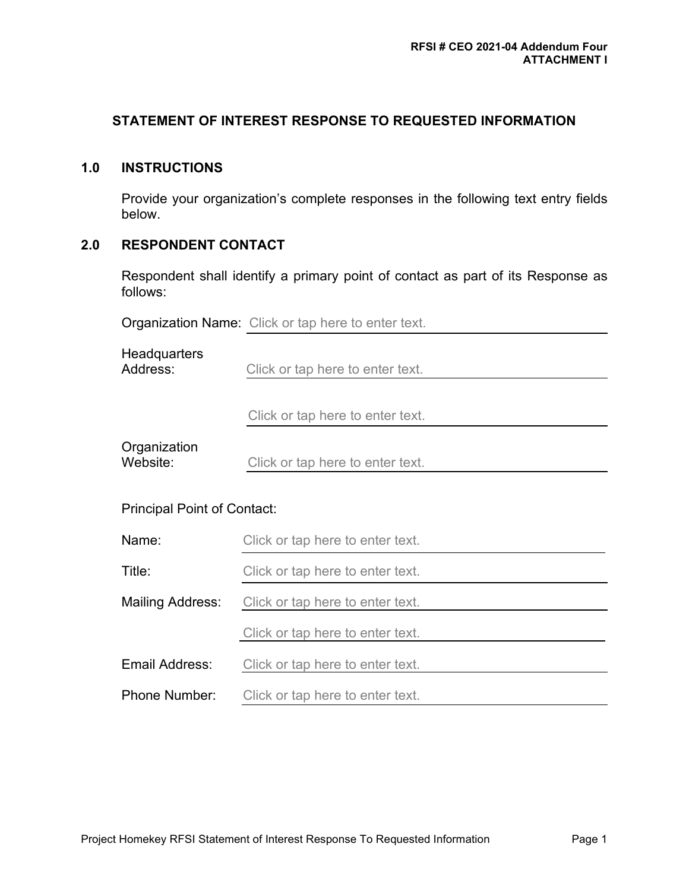RFSI # CEO 2021-04 Addendum Four
**ATTACHMENT I**

## STATEMENT OF INTEREST RESPONSE TO REQUESTED INFORMATION

### 1.0 INSTRUCTIONS

Provide your organization's complete responses in the following text entry fields below.

### 2.0 RESPONDENT CONTACT

Respondent shall identify a primary point of contact as part of its Response as follows:

Organization Name: Click or tap here to enter text.

Headquarters Address: Click or tap here to enter text.

Click or tap here to enter text.

Organization Website: Click or tap here to enter text.

Principal Point of Contact:

Name: Click or tap here to enter text.

Title: Click or tap here to enter text.

Mailing Address: Click or tap here to enter text.

Click or tap here to enter text.

Email Address: Click or tap here to enter text.

Phone Number: Click or tap here to enter text.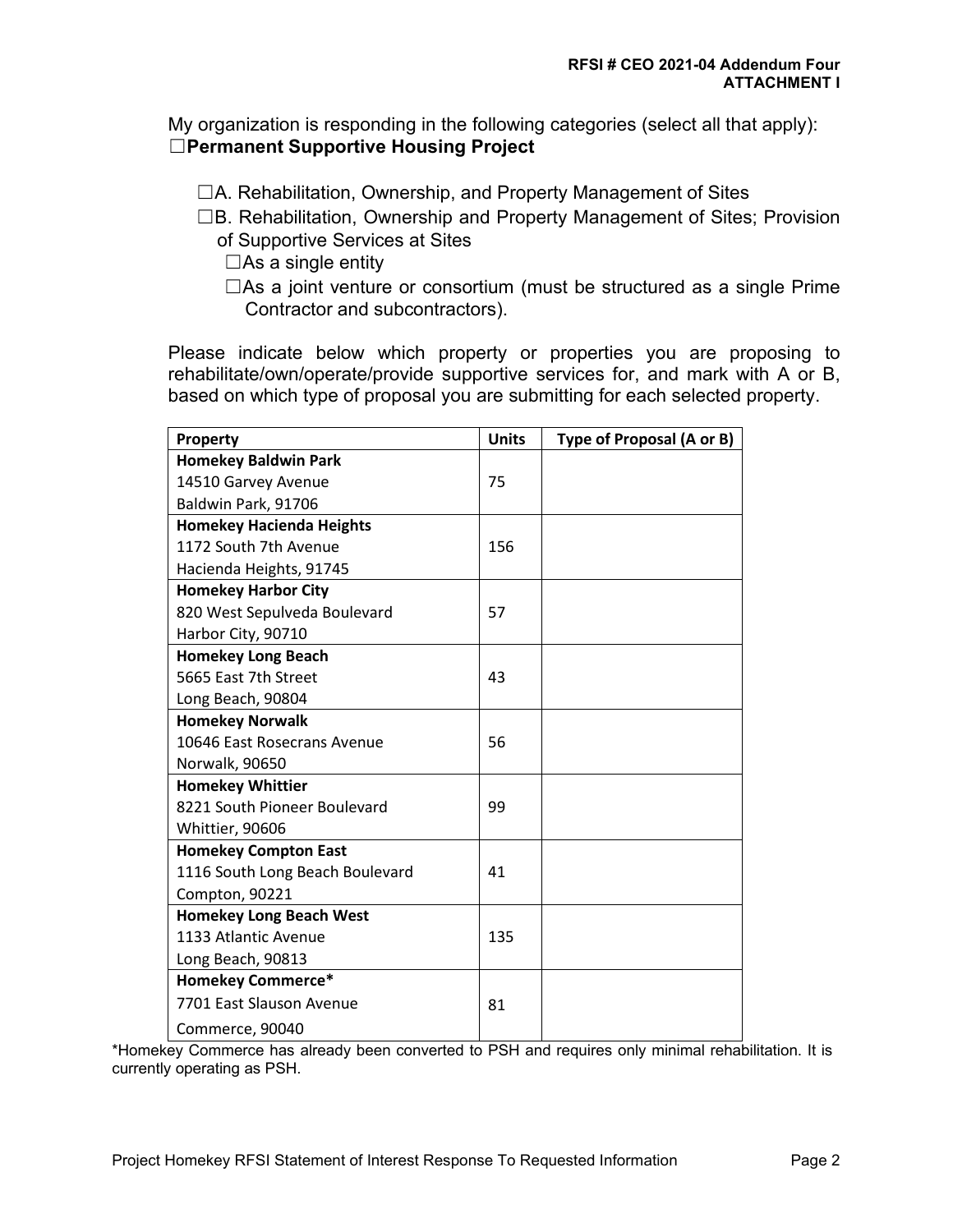My organization is responding in the following categories (select all that apply):

☐**Permanent Supportive Housing Project**

- ☐A. Rehabilitation, Ownership, and Property Management of Sites
- ☐B. Rehabilitation, Ownership and Property Management of Sites; Provision of Supportive Services at Sites
  - ☐As a single entity
  - ☐As a joint venture or consortium (must be structured as a single Prime Contractor and subcontractors).

Please indicate below which property or properties you are proposing to rehabilitate/own/operate/provide supportive services for, and mark with A or B, based on which type of proposal you are submitting for each selected property.

| Property | Units | Type of Proposal (A or B) |
|---|---|---|
| **Homekey Baldwin Park**<br>14510 Garvey Avenue<br>Baldwin Park, 91706 | 75 | |
| **Homekey Hacienda Heights**<br>1172 South 7th Avenue<br>Hacienda Heights, 91745 | 156 | |
| **Homekey Harbor City**<br>820 West Sepulveda Boulevard<br>Harbor City, 90710 | 57 | |
| **Homekey Long Beach**<br>5665 East 7th Street<br>Long Beach, 90804 | 43 | |
| **Homekey Norwalk**<br>10646 East Rosecrans Avenue<br>Norwalk, 90650 | 56 | |
| **Homekey Whittier**<br>8221 South Pioneer Boulevard<br>Whittier, 90606 | 99 | |
| **Homekey Compton East**<br>1116 South Long Beach Boulevard<br>Compton, 90221 | 41 | |
| **Homekey Long Beach West**<br>1133 Atlantic Avenue<br>Long Beach, 90813 | 135 | |
| **Homekey Commerce***<br>7701 East Slauson Avenue<br>Commerce, 90040 | 81 | |

*Homekey Commerce has already been converted to PSH and requires only minimal rehabilitation. It is currently operating as PSH.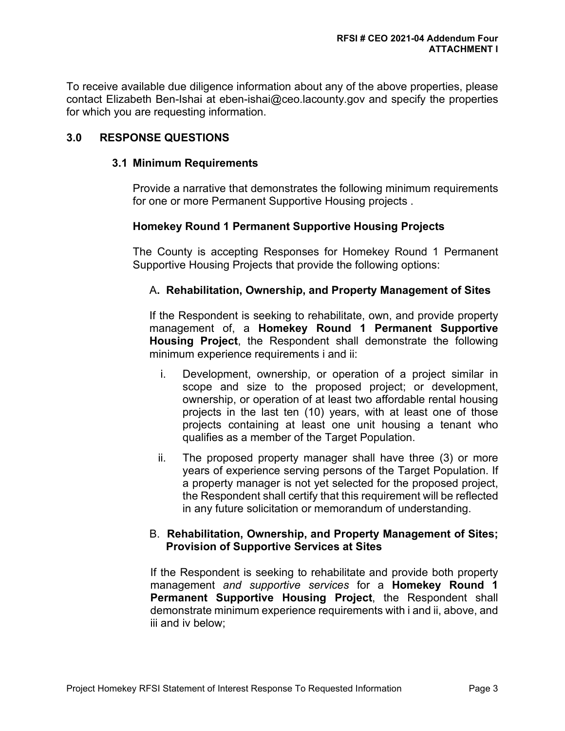To receive available due diligence information about any of the above properties, please contact Elizabeth Ben-Ishai at eben-ishai@ceo.lacounty.gov and specify the properties for which you are requesting information.

## 3.0 RESPONSE QUESTIONS

### 3.1 Minimum Requirements

Provide a narrative that demonstrates the following minimum requirements for one or more Permanent Supportive Housing projects .

**Homekey Round 1 Permanent Supportive Housing Projects**

The County is accepting Responses for Homekey Round 1 Permanent Supportive Housing Projects that provide the following options:

A**. Rehabilitation, Ownership, and Property Management of Sites**

If the Respondent is seeking to rehabilitate, own, and provide property management of, a **Homekey Round 1 Permanent Supportive Housing Project**, the Respondent shall demonstrate the following minimum experience requirements i and ii:

i. Development, ownership, or operation of a project similar in scope and size to the proposed project; or development, ownership, or operation of at least two affordable rental housing projects in the last ten (10) years, with at least one of those projects containing at least one unit housing a tenant who qualifies as a member of the Target Population.

ii. The proposed property manager shall have three (3) or more years of experience serving persons of the Target Population. If a property manager is not yet selected for the proposed project, the Respondent shall certify that this requirement will be reflected in any future solicitation or memorandum of understanding.

B. **Rehabilitation, Ownership, and Property Management of Sites; Provision of Supportive Services at Sites**

If the Respondent is seeking to rehabilitate and provide both property management *and supportive services* for a **Homekey Round 1 Permanent Supportive Housing Project**, the Respondent shall demonstrate minimum experience requirements with i and ii, above, and iii and iv below;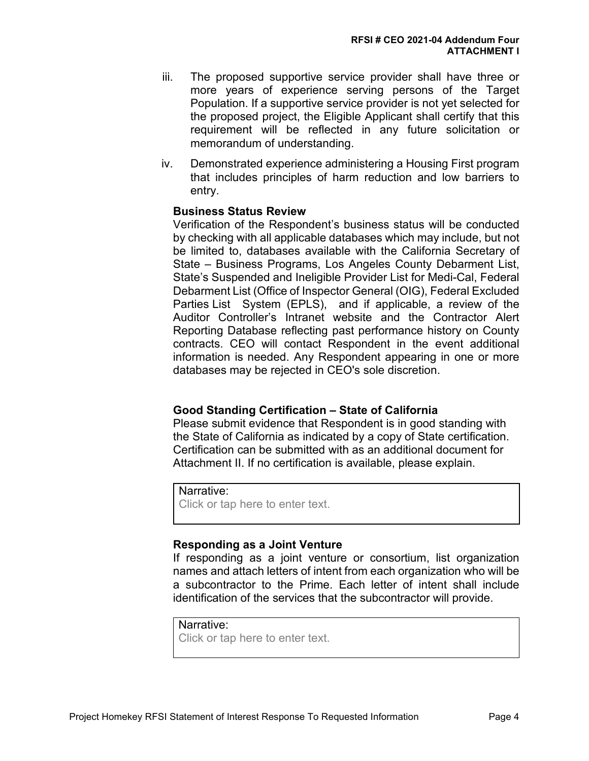iii. The proposed supportive service provider shall have three or more years of experience serving persons of the Target Population. If a supportive service provider is not yet selected for the proposed project, the Eligible Applicant shall certify that this requirement will be reflected in any future solicitation or memorandum of understanding.

iv. Demonstrated experience administering a Housing First program that includes principles of harm reduction and low barriers to entry.

**Business Status Review**

Verification of the Respondent's business status will be conducted by checking with all applicable databases which may include, but not be limited to, databases available with the California Secretary of State – Business Programs, Los Angeles County Debarment List, State's Suspended and Ineligible Provider List for Medi-Cal, Federal Debarment List (Office of Inspector General (OIG), Federal Excluded Parties List System (EPLS), and if applicable, a review of the Auditor Controller's Intranet website and the Contractor Alert Reporting Database reflecting past performance history on County contracts. CEO will contact Respondent in the event additional information is needed. Any Respondent appearing in one or more databases may be rejected in CEO's sole discretion.

**Good Standing Certification – State of California**

Please submit evidence that Respondent is in good standing with the State of California as indicated by a copy of State certification. Certification can be submitted with as an additional document for Attachment II. If no certification is available, please explain.

| Narrative: Click or tap here to enter text. |
|---|

**Responding as a Joint Venture**

If responding as a joint venture or consortium, list organization names and attach letters of intent from each organization who will be a subcontractor to the Prime. Each letter of intent shall include identification of the services that the subcontractor will provide.

| Narrative: Click or tap here to enter text. |
|---|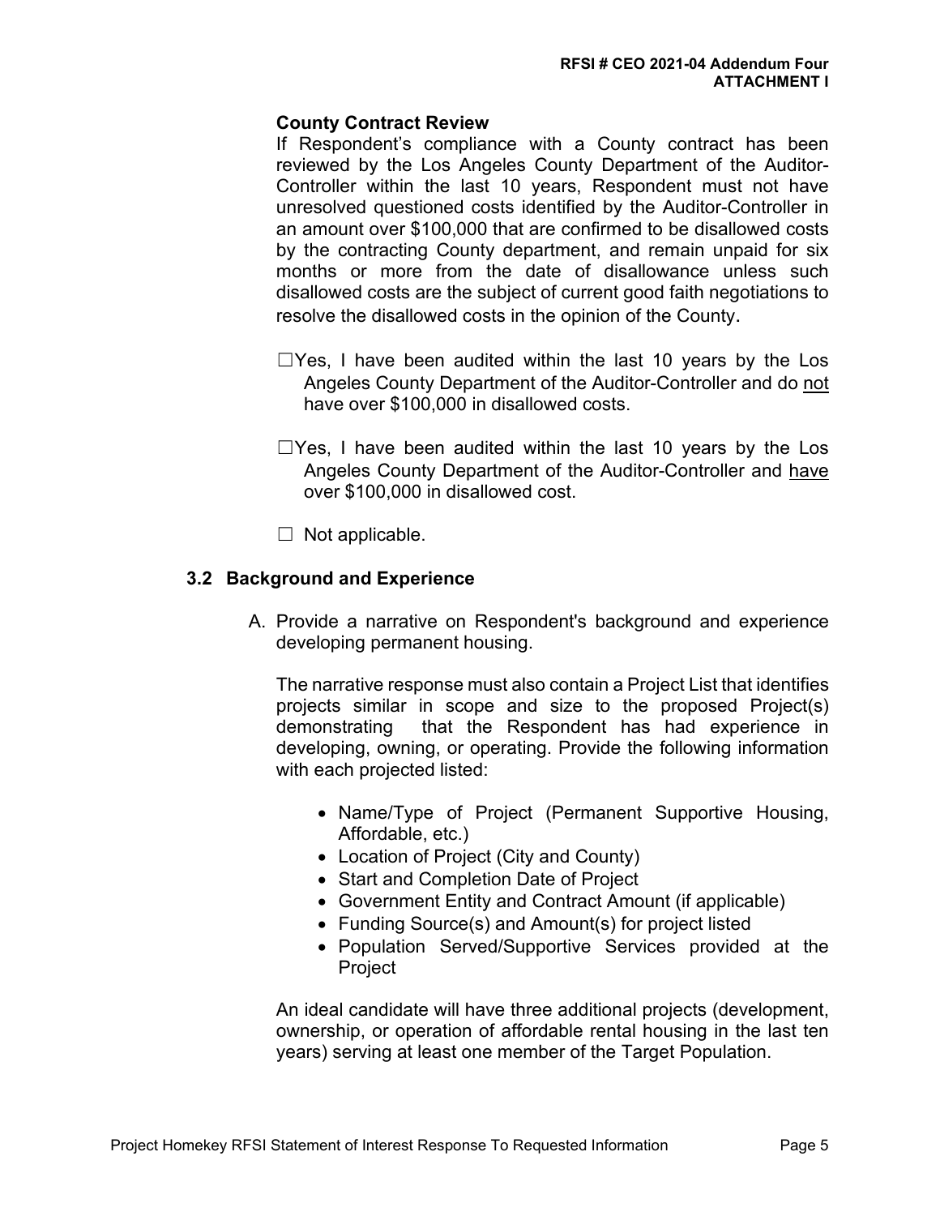**County Contract Review**

If Respondent's compliance with a County contract has been reviewed by the Los Angeles County Department of the Auditor-Controller within the last 10 years, Respondent must not have unresolved questioned costs identified by the Auditor-Controller in an amount over $100,000 that are confirmed to be disallowed costs by the contracting County department, and remain unpaid for six months or more from the date of disallowance unless such disallowed costs are the subject of current good faith negotiations to resolve the disallowed costs in the opinion of the County.

☐Yes, I have been audited within the last 10 years by the Los Angeles County Department of the Auditor-Controller and do <u>not</u> have over $100,000 in disallowed costs.

☐Yes, I have been audited within the last 10 years by the Los Angeles County Department of the Auditor-Controller and <u>have</u> over $100,000 in disallowed cost.

☐ Not applicable.

### 3.2 Background and Experience

A. Provide a narrative on Respondent's background and experience developing permanent housing.

The narrative response must also contain a Project List that identifies projects similar in scope and size to the proposed Project(s) demonstrating that the Respondent has had experience in developing, owning, or operating. Provide the following information with each projected listed:

- Name/Type of Project (Permanent Supportive Housing, Affordable, etc.)
- Location of Project (City and County)
- Start and Completion Date of Project
- Government Entity and Contract Amount (if applicable)
- Funding Source(s) and Amount(s) for project listed
- Population Served/Supportive Services provided at the Project

An ideal candidate will have three additional projects (development, ownership, or operation of affordable rental housing in the last ten years) serving at least one member of the Target Population.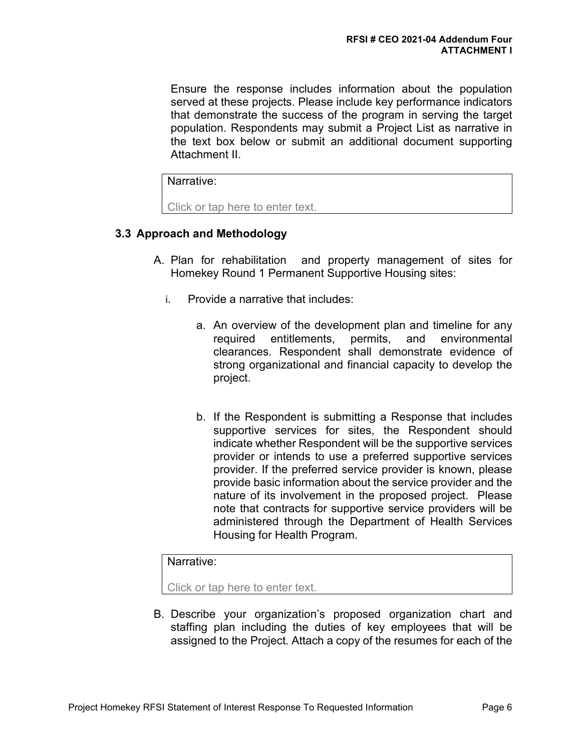Ensure the response includes information about the population served at these projects. Please include key performance indicators that demonstrate the success of the program in serving the target population. Respondents may submit a Project List as narrative in the text box below or submit an additional document supporting Attachment II.

| Narrative: |
|---|
| Click or tap here to enter text. |

### 3.3 Approach and Methodology

A. Plan for rehabilitation and property management of sites for Homekey Round 1 Permanent Supportive Housing sites:

  i. Provide a narrative that includes:

    a. An overview of the development plan and timeline for any required entitlements, permits, and environmental clearances. Respondent shall demonstrate evidence of strong organizational and financial capacity to develop the project.

    b. If the Respondent is submitting a Response that includes supportive services for sites, the Respondent should indicate whether Respondent will be the supportive services provider or intends to use a preferred supportive services provider. If the preferred service provider is known, please provide basic information about the service provider and the nature of its involvement in the proposed project. Please note that contracts for supportive service providers will be administered through the Department of Health Services Housing for Health Program.

| Narrative: |
|---|
| Click or tap here to enter text. |

B. Describe your organization's proposed organization chart and staffing plan including the duties of key employees that will be assigned to the Project. Attach a copy of the resumes for each of the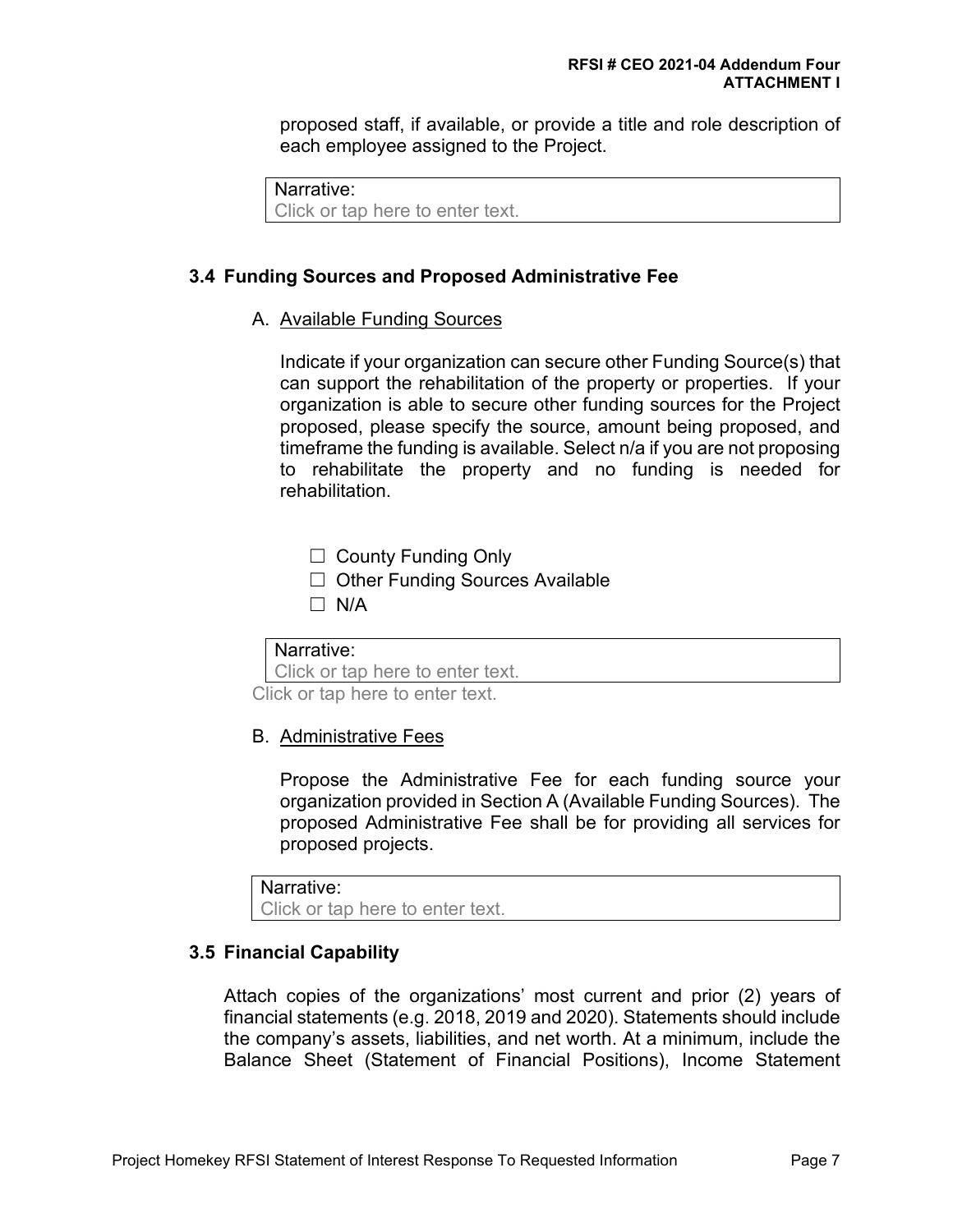proposed staff, if available, or provide a title and role description of each employee assigned to the Project.

| Narrative: |
| --- |
| Click or tap here to enter text. |

### 3.4 Funding Sources and Proposed Administrative Fee

A. Available Funding Sources

Indicate if your organization can secure other Funding Source(s) that can support the rehabilitation of the property or properties. If your organization is able to secure other funding sources for the Project proposed, please specify the source, amount being proposed, and timeframe the funding is available. Select n/a if you are not proposing to rehabilitate the property and no funding is needed for rehabilitation.

- ☐ County Funding Only
- ☐ Other Funding Sources Available
- ☐ N/A

| Narrative: |
| --- |
| Click or tap here to enter text. |

Click or tap here to enter text.

B. Administrative Fees

Propose the Administrative Fee for each funding source your organization provided in Section A (Available Funding Sources). The proposed Administrative Fee shall be for providing all services for proposed projects.

| Narrative: |
| --- |
| Click or tap here to enter text. |

### 3.5 Financial Capability

Attach copies of the organizations' most current and prior (2) years of financial statements (e.g. 2018, 2019 and 2020). Statements should include the company's assets, liabilities, and net worth. At a minimum, include the Balance Sheet (Statement of Financial Positions), Income Statement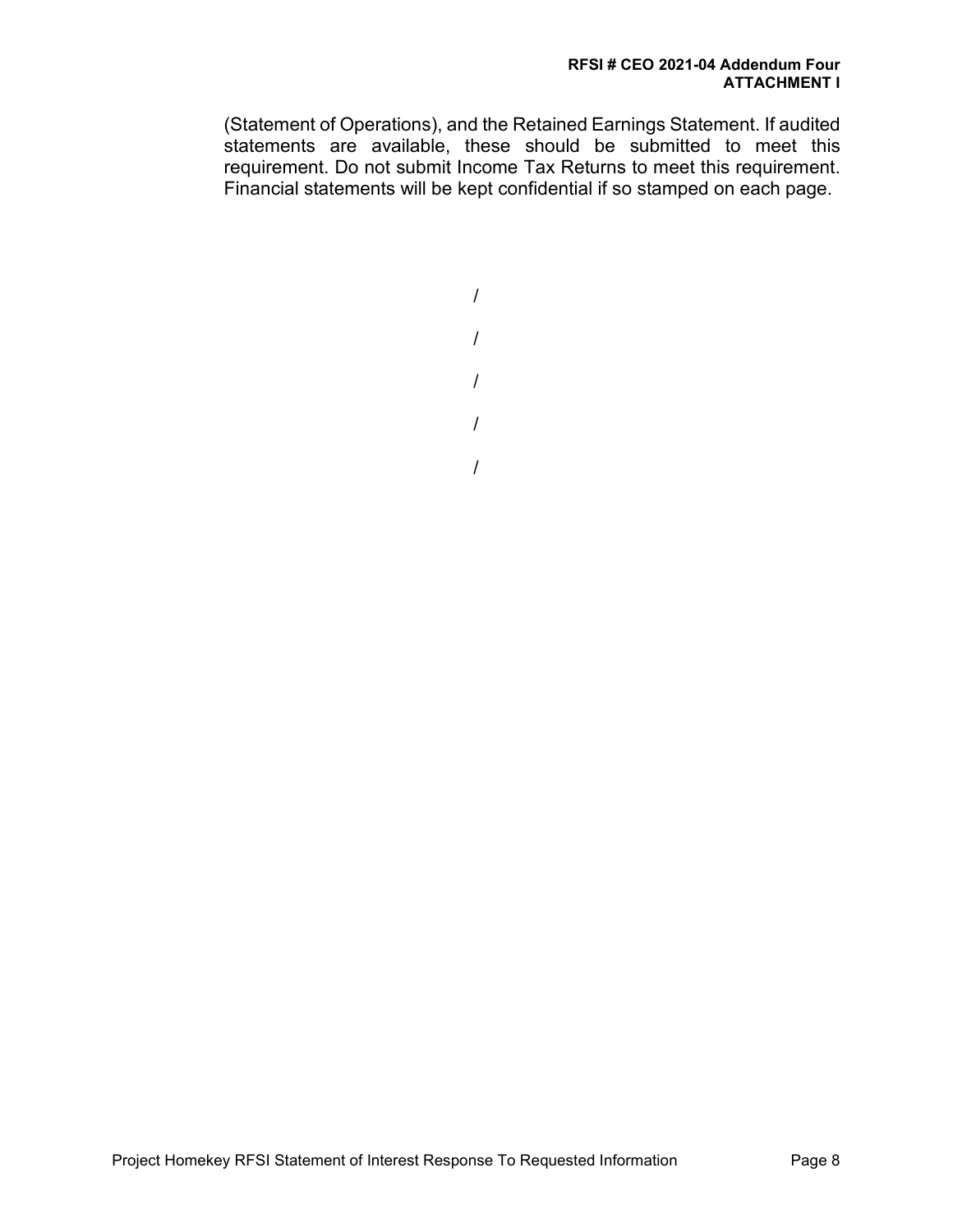(Statement of Operations), and the Retained Earnings Statement. If audited statements are available, these should be submitted to meet this requirement. Do not submit Income Tax Returns to meet this requirement. Financial statements will be kept confidential if so stamped on each page.

/

/

/

/

/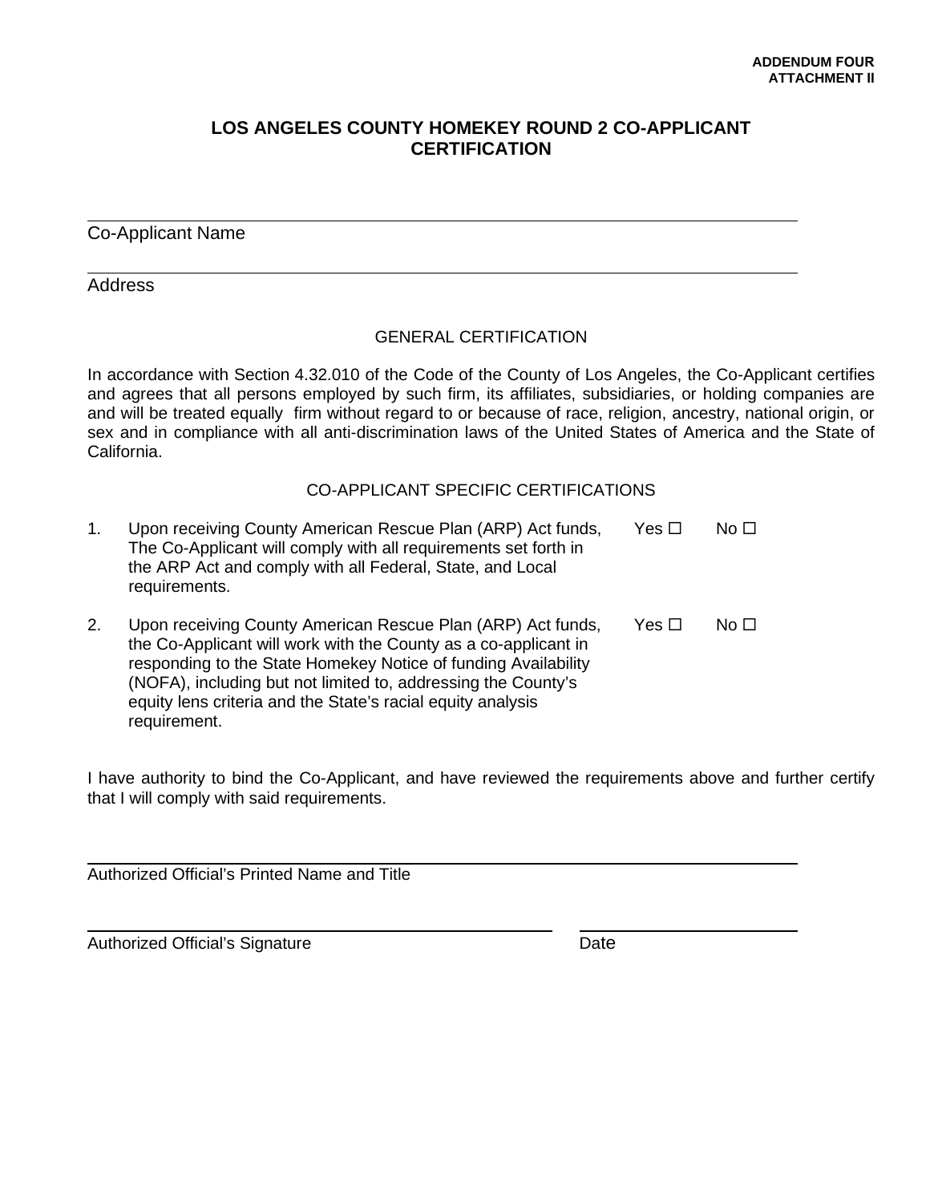**ADDENDUM FOUR**
**ATTACHMENT II**

# LOS ANGELES COUNTY HOMEKEY ROUND 2 CO-APPLICANT CERTIFICATION

______________________________________________________________
Co-Applicant Name

______________________________________________________________
Address

## GENERAL CERTIFICATION

In accordance with Section 4.32.010 of the Code of the County of Los Angeles, the Co-Applicant certifies and agrees that all persons employed by such firm, its affiliates, subsidiaries, or holding companies are and will be treated equally firm without regard to or because of race, religion, ancestry, national origin, or sex and in compliance with all anti-discrimination laws of the United States of America and the State of California.

## CO-APPLICANT SPECIFIC CERTIFICATIONS

1. Upon receiving County American Rescue Plan (ARP) Act funds, The Co-Applicant will comply with all requirements set forth in the ARP Act and comply with all Federal, State, and Local requirements. Yes ☐ No ☐

2. Upon receiving County American Rescue Plan (ARP) Act funds, the Co-Applicant will work with the County as a co-applicant in responding to the State Homekey Notice of funding Availability (NOFA), including but not limited to, addressing the County's equity lens criteria and the State's racial equity analysis requirement. Yes ☐ No ☐

I have authority to bind the Co-Applicant, and have reviewed the requirements above and further certify that I will comply with said requirements.

______________________________________________________________
Authorized Official's Printed Name and Title

__________________________________________ ____________________
Authorized Official's Signature Date